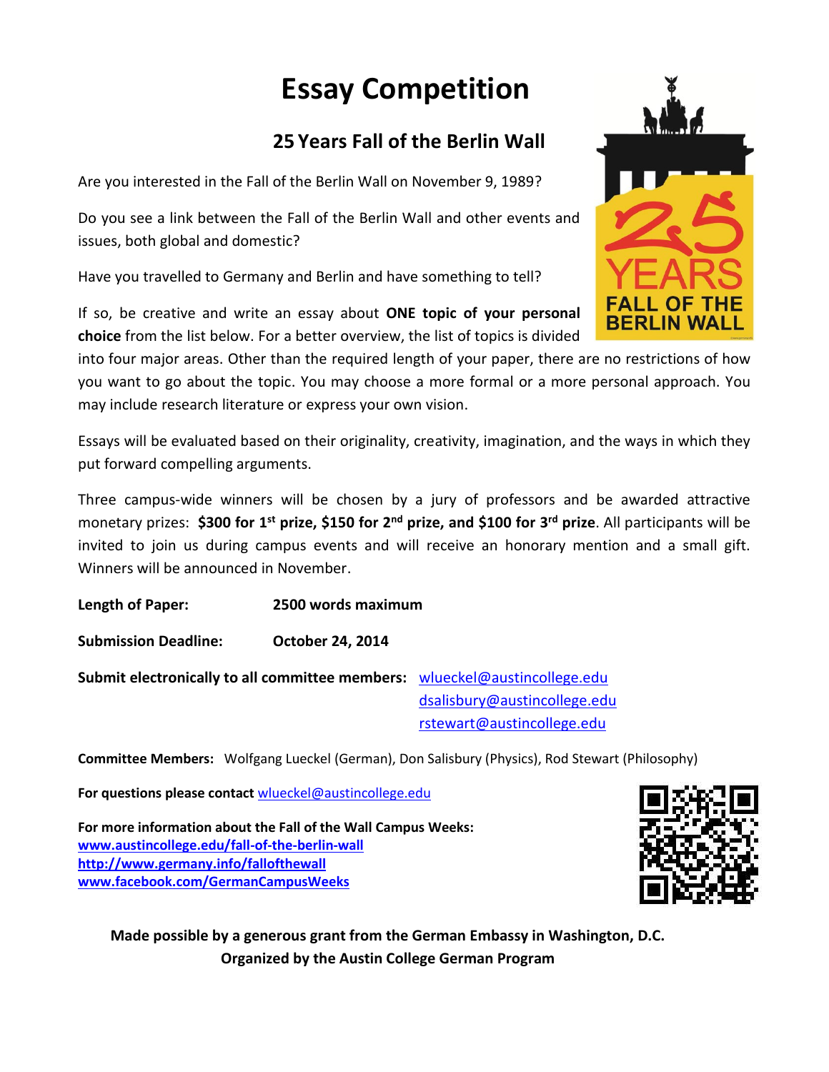# Essay Competition

## 25 Years Fall of the Berlin Wall

Are you interested in the Fall of the Berlin Wall on November 9, 1989?

Do you see a link between the Fall of the Berlin Wall and other events and issues, both global and domestic?

Have you travelled to Germany and Berlin and have something to tell?

If so, be creative and write an essay about **ONE topic of your personal choice** from the list below. For a better overview, the list of topics is divided into four major areas. Other than the required length of your paper, there are no restrictions of how you want to go about the topic. You may choose a more formal or a more personal approach. You may include research literature or express your own vision.

Essays will be evaluated based on their originality, creativity, imagination, and the ways in which they put forward compelling arguments.

Three campus-wide winners will be chosen by a jury of professors and be awarded attractive monetary prizes: **$300 for 1st prize, $150 for 2nd prize, and $100 for 3rd prize**. All participants will be invited to join us during campus events and will receive an honorary mention and a small gift. Winners will be announced in November.

**Length of Paper:** **2500 words maximum**

**Submission Deadline:** **October 24, 2014**

**Submit electronically to all committee members:** wlueckel@austincollege.edu
dsalisbury@austincollege.edu
rstewart@austincollege.edu

**Committee Members:** Wolfgang Lueckel (German), Don Salisbury (Physics), Rod Stewart (Philosophy)

**For questions please contact** wlueckel@austincollege.edu

**For more information about the Fall of the Wall Campus Weeks:**
**www.austincollege.edu/fall-of-the-berlin-wall**
**http://www.germany.info/fallofthewall**
**www.facebook.com/GermanCampusWeeks**

**Made possible by a generous grant from the German Embassy in Washington, D.C.**
**Organized by the Austin College German Program**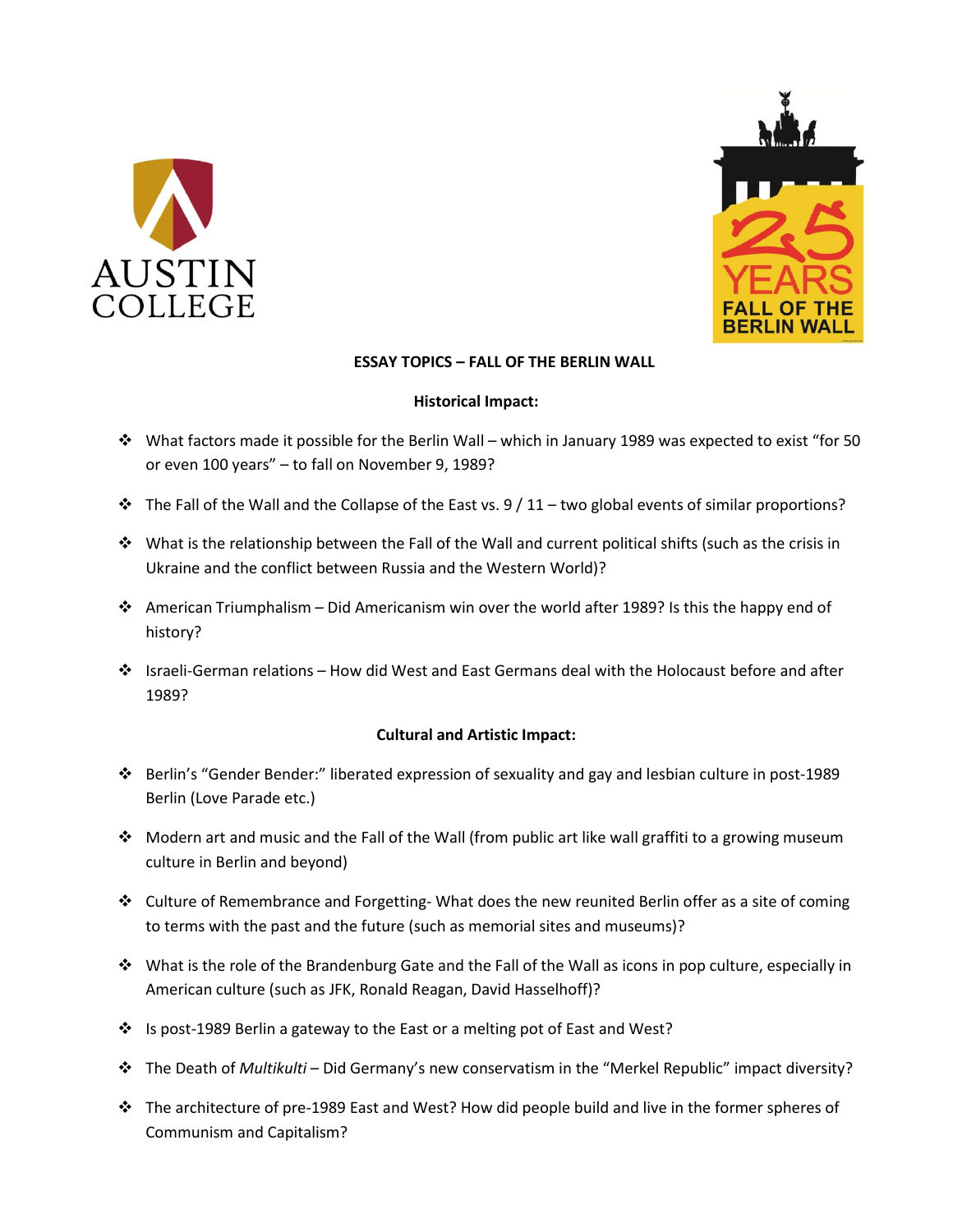AUSTIN COLLEGE

25 YEARS FALL OF THE BERLIN WALL

**ESSAY TOPICS – FALL OF THE BERLIN WALL**

**Historical Impact:**

- What factors made it possible for the Berlin Wall – which in January 1989 was expected to exist "for 50 or even 100 years" – to fall on November 9, 1989?
- The Fall of the Wall and the Collapse of the East vs. 9 / 11 – two global events of similar proportions?
- What is the relationship between the Fall of the Wall and current political shifts (such as the crisis in Ukraine and the conflict between Russia and the Western World)?
- American Triumphalism – Did Americanism win over the world after 1989? Is this the happy end of history?
- Israeli-German relations – How did West and East Germans deal with the Holocaust before and after 1989?

**Cultural and Artistic Impact:**

- Berlin's "Gender Bender:" liberated expression of sexuality and gay and lesbian culture in post-1989 Berlin (Love Parade etc.)
- Modern art and music and the Fall of the Wall (from public art like wall graffiti to a growing museum culture in Berlin and beyond)
- Culture of Remembrance and Forgetting- What does the new reunited Berlin offer as a site of coming to terms with the past and the future (such as memorial sites and museums)?
- What is the role of the Brandenburg Gate and the Fall of the Wall as icons in pop culture, especially in American culture (such as JFK, Ronald Reagan, David Hasselhoff)?
- Is post-1989 Berlin a gateway to the East or a melting pot of East and West?
- The Death of *Multikulti* – Did Germany's new conservatism in the "Merkel Republic" impact diversity?
- The architecture of pre-1989 East and West? How did people build and live in the former spheres of Communism and Capitalism?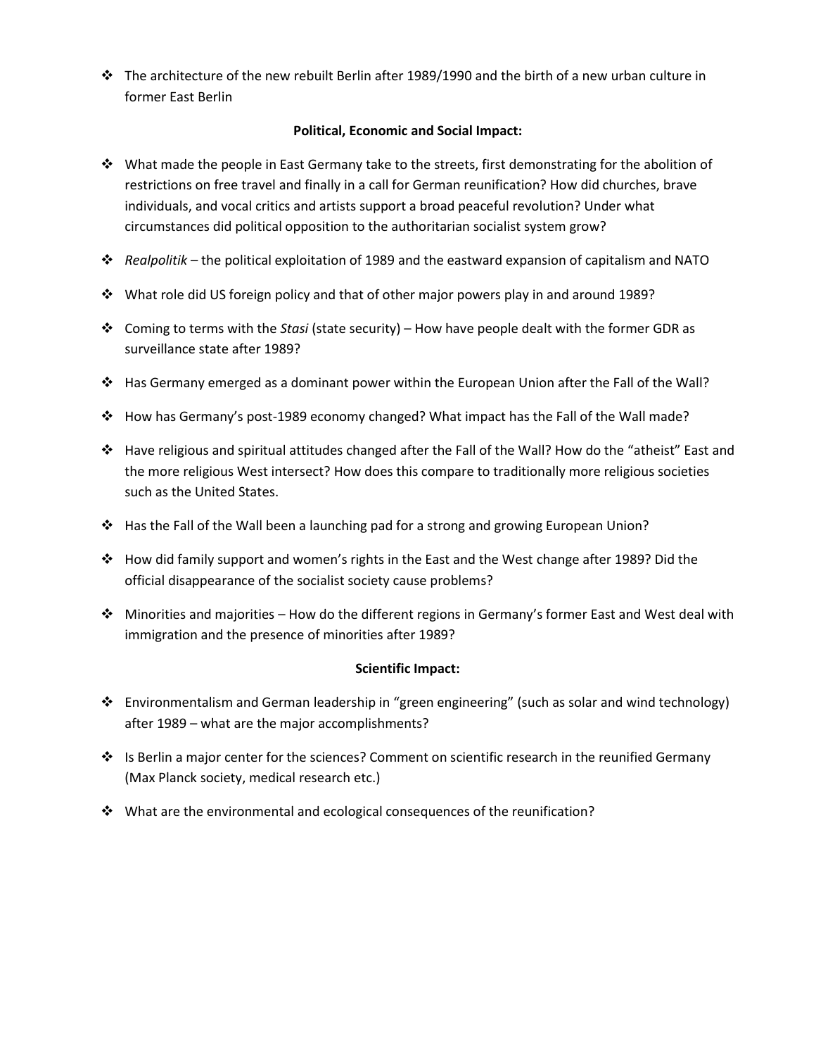- The architecture of the new rebuilt Berlin after 1989/1990 and the birth of a new urban culture in former East Berlin

**Political, Economic and Social Impact:**

- What made the people in East Germany take to the streets, first demonstrating for the abolition of restrictions on free travel and finally in a call for German reunification? How did churches, brave individuals, and vocal critics and artists support a broad peaceful revolution? Under what circumstances did political opposition to the authoritarian socialist system grow?
- *Realpolitik* – the political exploitation of 1989 and the eastward expansion of capitalism and NATO
- What role did US foreign policy and that of other major powers play in and around 1989?
- Coming to terms with the *Stasi* (state security) – How have people dealt with the former GDR as surveillance state after 1989?
- Has Germany emerged as a dominant power within the European Union after the Fall of the Wall?
- How has Germany's post-1989 economy changed? What impact has the Fall of the Wall made?
- Have religious and spiritual attitudes changed after the Fall of the Wall? How do the "atheist" East and the more religious West intersect? How does this compare to traditionally more religious societies such as the United States.
- Has the Fall of the Wall been a launching pad for a strong and growing European Union?
- How did family support and women's rights in the East and the West change after 1989? Did the official disappearance of the socialist society cause problems?
- Minorities and majorities – How do the different regions in Germany's former East and West deal with immigration and the presence of minorities after 1989?

**Scientific Impact:**

- Environmentalism and German leadership in "green engineering" (such as solar and wind technology) after 1989 – what are the major accomplishments?
- Is Berlin a major center for the sciences? Comment on scientific research in the reunified Germany (Max Planck society, medical research etc.)
- What are the environmental and ecological consequences of the reunification?